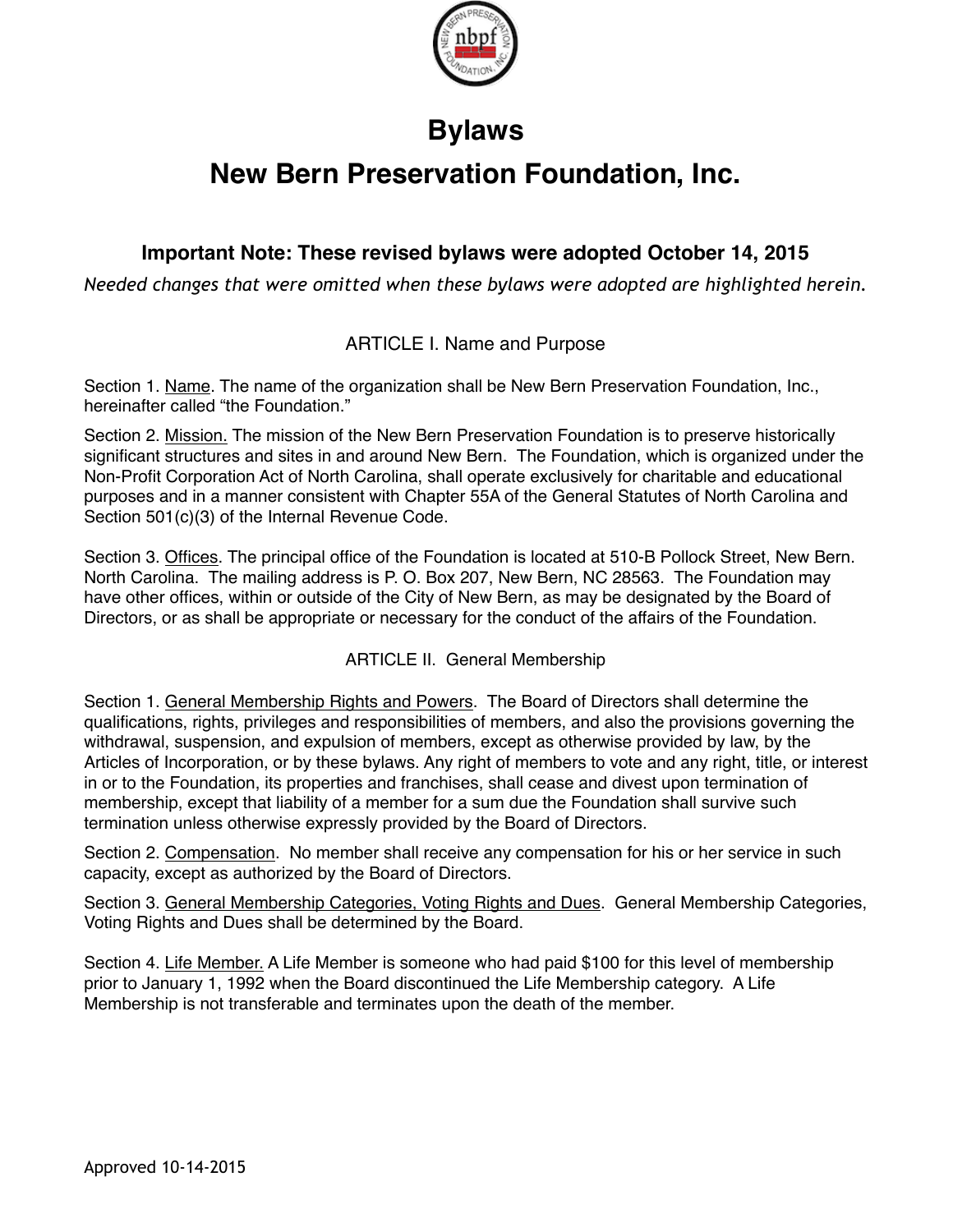# Bylaws

# New Bern Preservation Foundation, Inc.

### Important Note: These revised bylaws were adopted October 14, 2015

*Needed changes that were omitted when these bylaws were adopted are highlighted herein.*

## ARTICLE I. Name and Purpose

Section 1. Name. The name of the organization shall be New Bern Preservation Foundation, Inc., hereinafter called "the Foundation."

Section 2. Mission. The mission of the New Bern Preservation Foundation is to preserve historically significant structures and sites in and around New Bern. The Foundation, which is organized under the Non-Profit Corporation Act of North Carolina, shall operate exclusively for charitable and educational purposes and in a manner consistent with Chapter 55A of the General Statutes of North Carolina and Section 501(c)(3) of the Internal Revenue Code.

Section 3. Offices. The principal office of the Foundation is located at 510-B Pollock Street, New Bern. North Carolina. The mailing address is P. O. Box 207, New Bern, NC 28563. The Foundation may have other offices, within or outside of the City of New Bern, as may be designated by the Board of Directors, or as shall be appropriate or necessary for the conduct of the affairs of the Foundation.

## ARTICLE II. General Membership

Section 1. General Membership Rights and Powers. The Board of Directors shall determine the qualifications, rights, privileges and responsibilities of members, and also the provisions governing the withdrawal, suspension, and expulsion of members, except as otherwise provided by law, by the Articles of Incorporation, or by these bylaws. Any right of members to vote and any right, title, or interest in or to the Foundation, its properties and franchises, shall cease and divest upon termination of membership, except that liability of a member for a sum due the Foundation shall survive such termination unless otherwise expressly provided by the Board of Directors.

Section 2. Compensation. No member shall receive any compensation for his or her service in such capacity, except as authorized by the Board of Directors.

Section 3. General Membership Categories, Voting Rights and Dues. General Membership Categories, Voting Rights and Dues shall be determined by the Board.

Section 4. Life Member. A Life Member is someone who had paid $100 for this level of membership prior to January 1, 1992 when the Board discontinued the Life Membership category. A Life Membership is not transferable and terminates upon the death of the member.

Approved 10-14-2015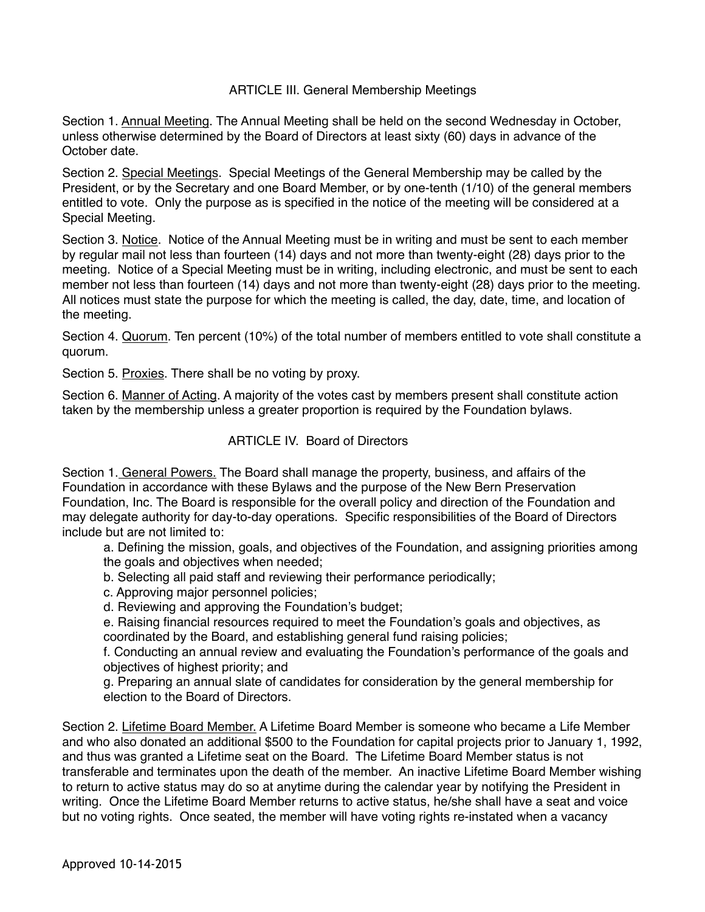## ARTICLE III. General Membership Meetings

Section 1. Annual Meeting. The Annual Meeting shall be held on the second Wednesday in October, unless otherwise determined by the Board of Directors at least sixty (60) days in advance of the October date.

Section 2. Special Meetings. Special Meetings of the General Membership may be called by the President, or by the Secretary and one Board Member, or by one-tenth (1/10) of the general members entitled to vote. Only the purpose as is specified in the notice of the meeting will be considered at a Special Meeting.

Section 3. Notice. Notice of the Annual Meeting must be in writing and must be sent to each member by regular mail not less than fourteen (14) days and not more than twenty-eight (28) days prior to the meeting. Notice of a Special Meeting must be in writing, including electronic, and must be sent to each member not less than fourteen (14) days and not more than twenty-eight (28) days prior to the meeting. All notices must state the purpose for which the meeting is called, the day, date, time, and location of the meeting.

Section 4. Quorum. Ten percent (10%) of the total number of members entitled to vote shall constitute a quorum.

Section 5. Proxies. There shall be no voting by proxy.

Section 6. Manner of Acting. A majority of the votes cast by members present shall constitute action taken by the membership unless a greater proportion is required by the Foundation bylaws.

## ARTICLE IV. Board of Directors

Section 1. General Powers. The Board shall manage the property, business, and affairs of the Foundation in accordance with these Bylaws and the purpose of the New Bern Preservation Foundation, Inc. The Board is responsible for the overall policy and direction of the Foundation and may delegate authority for day-to-day operations. Specific responsibilities of the Board of Directors include but are not limited to:

a. Defining the mission, goals, and objectives of the Foundation, and assigning priorities among the goals and objectives when needed;

b. Selecting all paid staff and reviewing their performance periodically;

c. Approving major personnel policies;

d. Reviewing and approving the Foundation's budget;

e. Raising financial resources required to meet the Foundation's goals and objectives, as coordinated by the Board, and establishing general fund raising policies;

f. Conducting an annual review and evaluating the Foundation's performance of the goals and objectives of highest priority; and

g. Preparing an annual slate of candidates for consideration by the general membership for election to the Board of Directors.

Section 2. Lifetime Board Member. A Lifetime Board Member is someone who became a Life Member and who also donated an additional $500 to the Foundation for capital projects prior to January 1, 1992, and thus was granted a Lifetime seat on the Board. The Lifetime Board Member status is not transferable and terminates upon the death of the member. An inactive Lifetime Board Member wishing to return to active status may do so at anytime during the calendar year by notifying the President in writing. Once the Lifetime Board Member returns to active status, he/she shall have a seat and voice but no voting rights. Once seated, the member will have voting rights re-instated when a vacancy

Approved 10-14-2015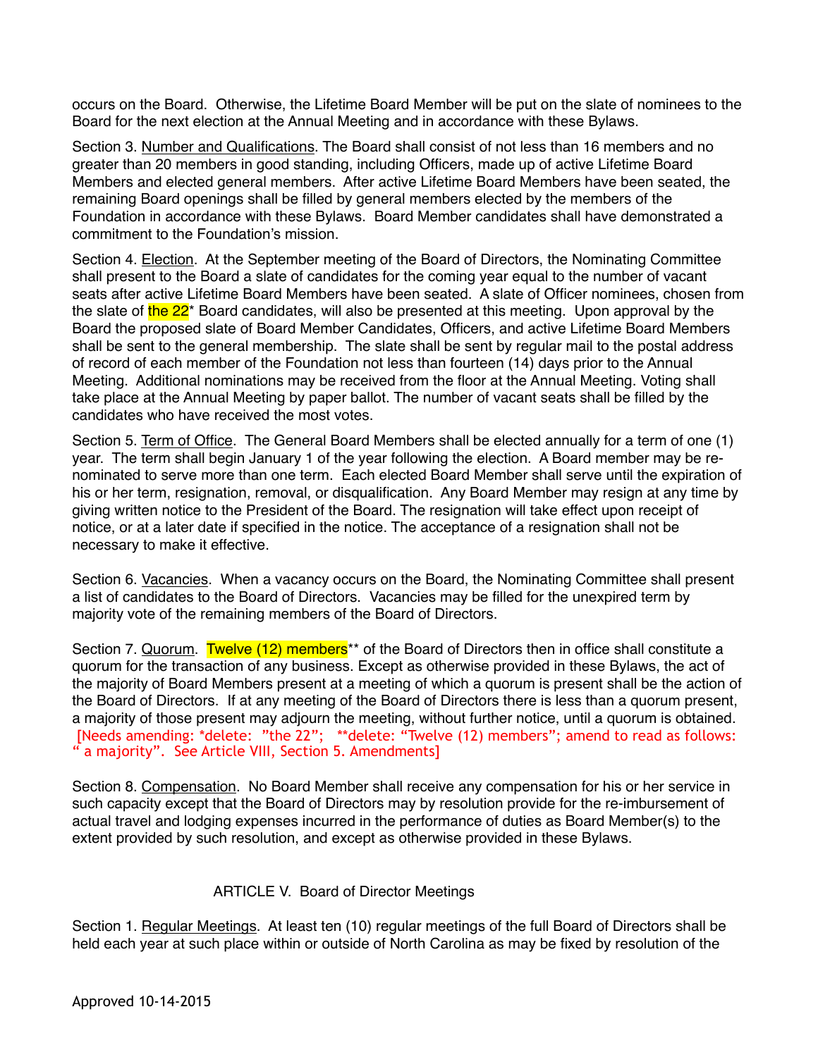occurs on the Board. Otherwise, the Lifetime Board Member will be put on the slate of nominees to the Board for the next election at the Annual Meeting and in accordance with these Bylaws.

Section 3. Number and Qualifications. The Board shall consist of not less than 16 members and no greater than 20 members in good standing, including Officers, made up of active Lifetime Board Members and elected general members. After active Lifetime Board Members have been seated, the remaining Board openings shall be filled by general members elected by the members of the Foundation in accordance with these Bylaws. Board Member candidates shall have demonstrated a commitment to the Foundation's mission.

Section 4. Election. At the September meeting of the Board of Directors, the Nominating Committee shall present to the Board a slate of candidates for the coming year equal to the number of vacant seats after active Lifetime Board Members have been seated. A slate of Officer nominees, chosen from the slate of the 22* Board candidates, will also be presented at this meeting. Upon approval by the Board the proposed slate of Board Member Candidates, Officers, and active Lifetime Board Members shall be sent to the general membership. The slate shall be sent by regular mail to the postal address of record of each member of the Foundation not less than fourteen (14) days prior to the Annual Meeting. Additional nominations may be received from the floor at the Annual Meeting. Voting shall take place at the Annual Meeting by paper ballot. The number of vacant seats shall be filled by the candidates who have received the most votes.

Section 5. Term of Office. The General Board Members shall be elected annually for a term of one (1) year. The term shall begin January 1 of the year following the election. A Board member may be re-nominated to serve more than one term. Each elected Board Member shall serve until the expiration of his or her term, resignation, removal, or disqualification. Any Board Member may resign at any time by giving written notice to the President of the Board. The resignation will take effect upon receipt of notice, or at a later date if specified in the notice. The acceptance of a resignation shall not be necessary to make it effective.

Section 6. Vacancies. When a vacancy occurs on the Board, the Nominating Committee shall present a list of candidates to the Board of Directors. Vacancies may be filled for the unexpired term by majority vote of the remaining members of the Board of Directors.

Section 7. Quorum. Twelve (12) members** of the Board of Directors then in office shall constitute a quorum for the transaction of any business. Except as otherwise provided in these Bylaws, the act of the majority of Board Members present at a meeting of which a quorum is present shall be the action of the Board of Directors. If at any meeting of the Board of Directors there is less than a quorum present, a majority of those present may adjourn the meeting, without further notice, until a quorum is obtained. [Needs amending: *delete: "the 22"; **delete: "Twelve (12) members"; amend to read as follows: " a majority". See Article VIII, Section 5. Amendments]

Section 8. Compensation. No Board Member shall receive any compensation for his or her service in such capacity except that the Board of Directors may by resolution provide for the re-imbursement of actual travel and lodging expenses incurred in the performance of duties as Board Member(s) to the extent provided by such resolution, and except as otherwise provided in these Bylaws.

## ARTICLE V. Board of Director Meetings

Section 1. Regular Meetings. At least ten (10) regular meetings of the full Board of Directors shall be held each year at such place within or outside of North Carolina as may be fixed by resolution of the

Approved 10-14-2015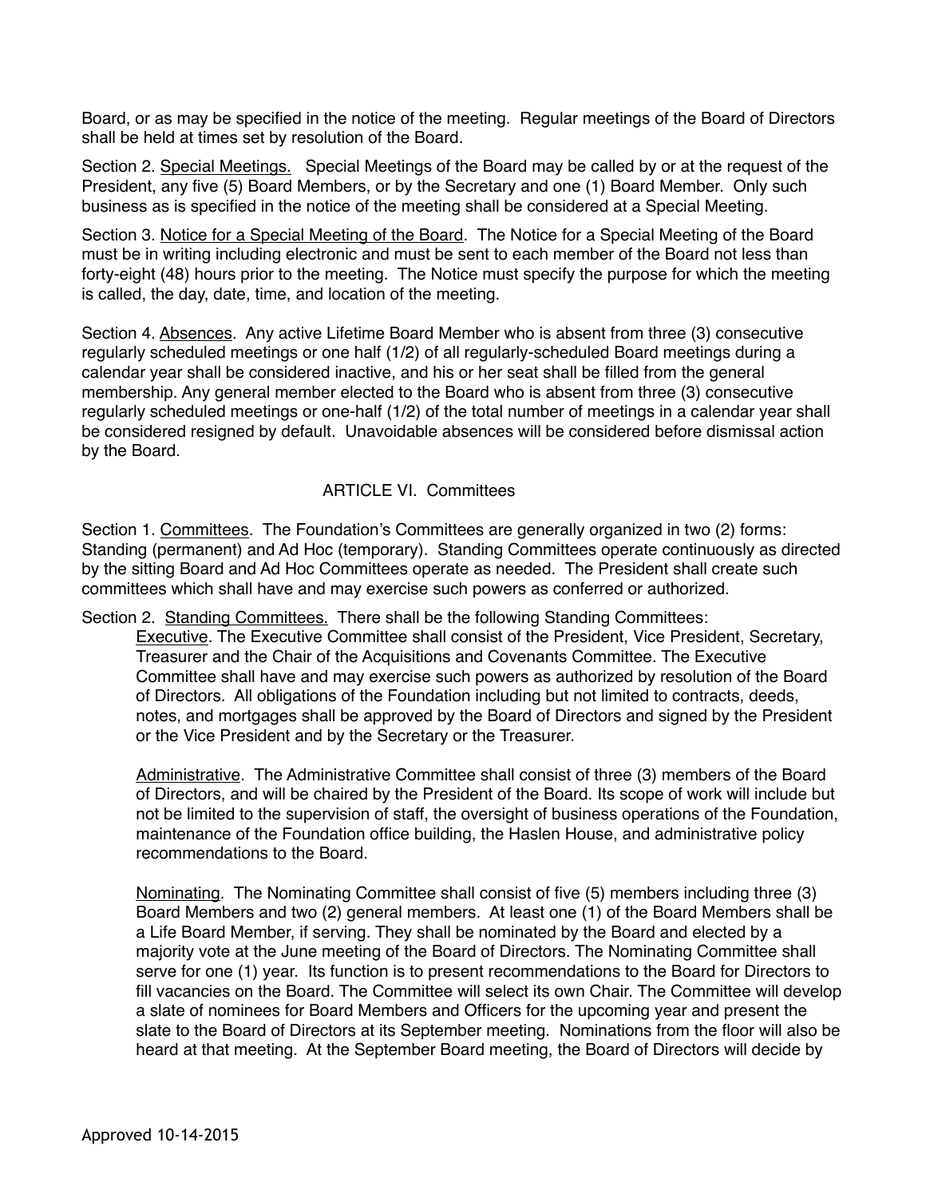Board, or as may be specified in the notice of the meeting. Regular meetings of the Board of Directors shall be held at times set by resolution of the Board.

Section 2. Special Meetings. Special Meetings of the Board may be called by or at the request of the President, any five (5) Board Members, or by the Secretary and one (1) Board Member. Only such business as is specified in the notice of the meeting shall be considered at a Special Meeting.

Section 3. Notice for a Special Meeting of the Board. The Notice for a Special Meeting of the Board must be in writing including electronic and must be sent to each member of the Board not less than forty-eight (48) hours prior to the meeting. The Notice must specify the purpose for which the meeting is called, the day, date, time, and location of the meeting.

Section 4. Absences. Any active Lifetime Board Member who is absent from three (3) consecutive regularly scheduled meetings or one half (1/2) of all regularly-scheduled Board meetings during a calendar year shall be considered inactive, and his or her seat shall be filled from the general membership. Any general member elected to the Board who is absent from three (3) consecutive regularly scheduled meetings or one-half (1/2) of the total number of meetings in a calendar year shall be considered resigned by default. Unavoidable absences will be considered before dismissal action by the Board.

## ARTICLE VI. Committees

Section 1. Committees. The Foundation's Committees are generally organized in two (2) forms: Standing (permanent) and Ad Hoc (temporary). Standing Committees operate continuously as directed by the sitting Board and Ad Hoc Committees operate as needed. The President shall create such committees which shall have and may exercise such powers as conferred or authorized.

Section 2. Standing Committees. There shall be the following Standing Committees:

Executive. The Executive Committee shall consist of the President, Vice President, Secretary, Treasurer and the Chair of the Acquisitions and Covenants Committee. The Executive Committee shall have and may exercise such powers as authorized by resolution of the Board of Directors. All obligations of the Foundation including but not limited to contracts, deeds, notes, and mortgages shall be approved by the Board of Directors and signed by the President or the Vice President and by the Secretary or the Treasurer.

Administrative. The Administrative Committee shall consist of three (3) members of the Board of Directors, and will be chaired by the President of the Board. Its scope of work will include but not be limited to the supervision of staff, the oversight of business operations of the Foundation, maintenance of the Foundation office building, the Haslen House, and administrative policy recommendations to the Board.

Nominating. The Nominating Committee shall consist of five (5) members including three (3) Board Members and two (2) general members. At least one (1) of the Board Members shall be a Life Board Member, if serving. They shall be nominated by the Board and elected by a majority vote at the June meeting of the Board of Directors. The Nominating Committee shall serve for one (1) year. Its function is to present recommendations to the Board for Directors to fill vacancies on the Board. The Committee will select its own Chair. The Committee will develop a slate of nominees for Board Members and Officers for the upcoming year and present the slate to the Board of Directors at its September meeting. Nominations from the floor will also be heard at that meeting. At the September Board meeting, the Board of Directors will decide by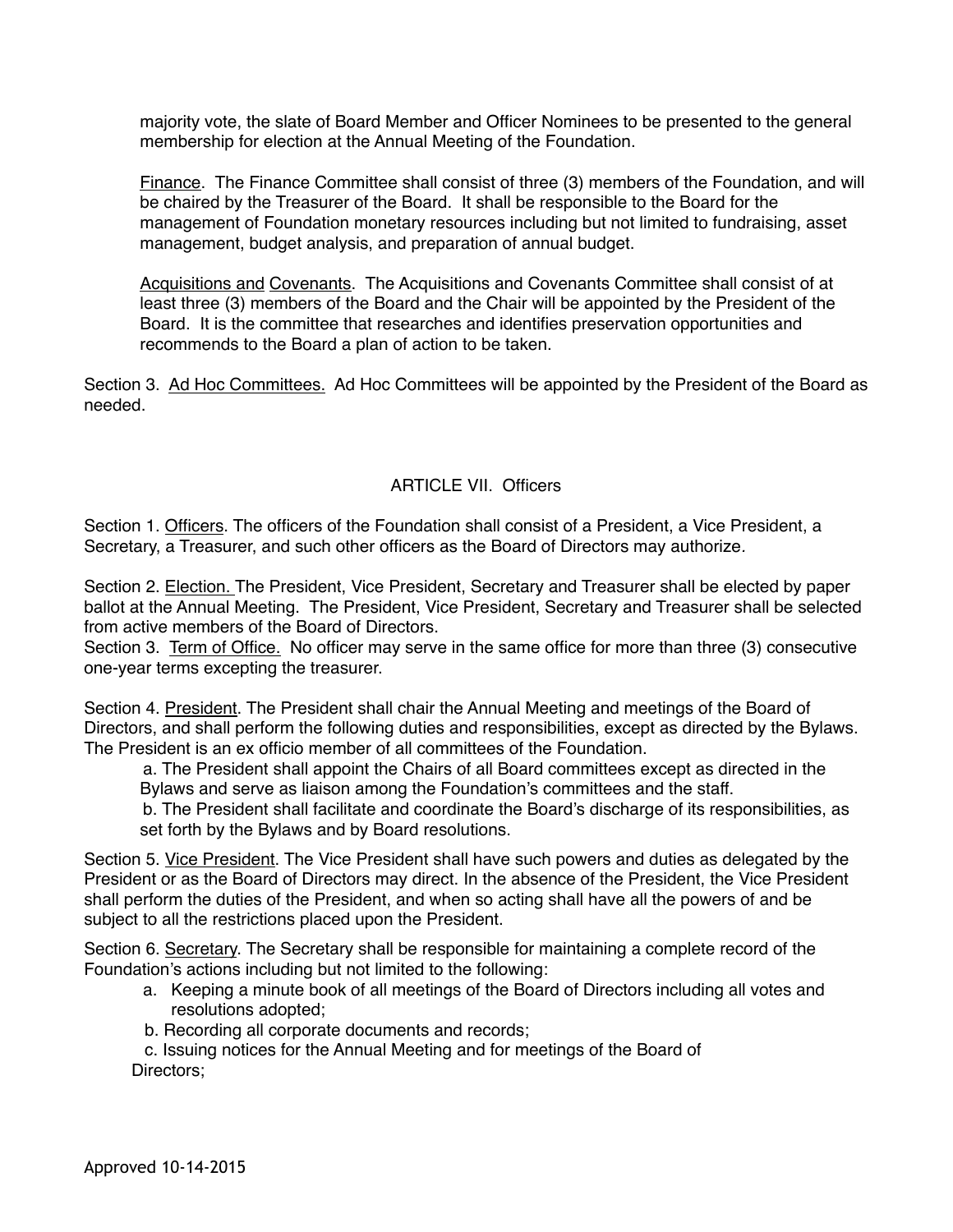majority vote, the slate of Board Member and Officer Nominees to be presented to the general membership for election at the Annual Meeting of the Foundation.

Finance. The Finance Committee shall consist of three (3) members of the Foundation, and will be chaired by the Treasurer of the Board. It shall be responsible to the Board for the management of Foundation monetary resources including but not limited to fundraising, asset management, budget analysis, and preparation of annual budget.

Acquisitions and Covenants. The Acquisitions and Covenants Committee shall consist of at least three (3) members of the Board and the Chair will be appointed by the President of the Board. It is the committee that researches and identifies preservation opportunities and recommends to the Board a plan of action to be taken.

Section 3. Ad Hoc Committees. Ad Hoc Committees will be appointed by the President of the Board as needed.

## ARTICLE VII. Officers

Section 1. Officers. The officers of the Foundation shall consist of a President, a Vice President, a Secretary, a Treasurer, and such other officers as the Board of Directors may authorize.

Section 2. Election. The President, Vice President, Secretary and Treasurer shall be elected by paper ballot at the Annual Meeting. The President, Vice President, Secretary and Treasurer shall be selected from active members of the Board of Directors.

Section 3. Term of Office. No officer may serve in the same office for more than three (3) consecutive one-year terms excepting the treasurer.

Section 4. President. The President shall chair the Annual Meeting and meetings of the Board of Directors, and shall perform the following duties and responsibilities, except as directed by the Bylaws. The President is an ex officio member of all committees of the Foundation.

a. The President shall appoint the Chairs of all Board committees except as directed in the Bylaws and serve as liaison among the Foundation's committees and the staff.

b. The President shall facilitate and coordinate the Board's discharge of its responsibilities, as set forth by the Bylaws and by Board resolutions.

Section 5. Vice President. The Vice President shall have such powers and duties as delegated by the President or as the Board of Directors may direct. In the absence of the President, the Vice President shall perform the duties of the President, and when so acting shall have all the powers of and be subject to all the restrictions placed upon the President.

Section 6. Secretary. The Secretary shall be responsible for maintaining a complete record of the Foundation's actions including but not limited to the following:

a. Keeping a minute book of all meetings of the Board of Directors including all votes and resolutions adopted;

b. Recording all corporate documents and records;

c. Issuing notices for the Annual Meeting and for meetings of the Board of Directors;

Approved 10-14-2015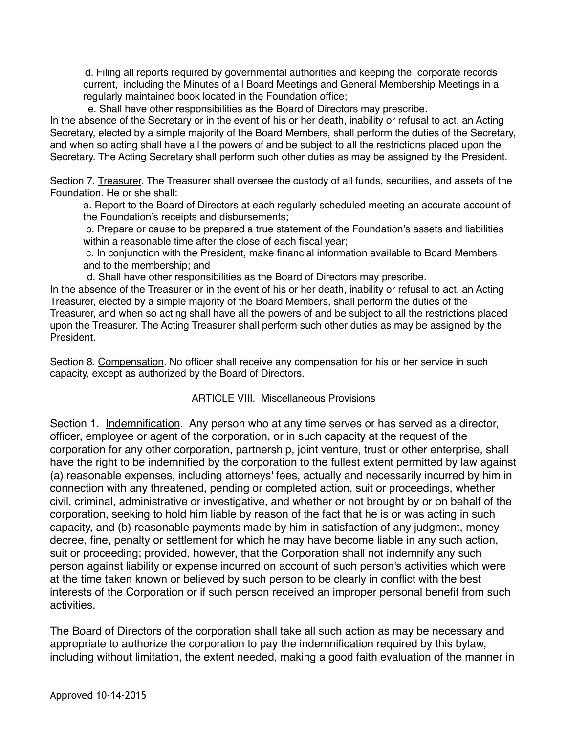d. Filing all reports required by governmental authorities and keeping the corporate records current, including the Minutes of all Board Meetings and General Membership Meetings in a regularly maintained book located in the Foundation office;

e. Shall have other responsibilities as the Board of Directors may prescribe.

In the absence of the Secretary or in the event of his or her death, inability or refusal to act, an Acting Secretary, elected by a simple majority of the Board Members, shall perform the duties of the Secretary, and when so acting shall have all the powers of and be subject to all the restrictions placed upon the Secretary. The Acting Secretary shall perform such other duties as may be assigned by the President.

Section 7. Treasurer. The Treasurer shall oversee the custody of all funds, securities, and assets of the Foundation. He or she shall:

a. Report to the Board of Directors at each regularly scheduled meeting an accurate account of the Foundation's receipts and disbursements;

b. Prepare or cause to be prepared a true statement of the Foundation's assets and liabilities within a reasonable time after the close of each fiscal year;

c. In conjunction with the President, make financial information available to Board Members and to the membership; and

d. Shall have other responsibilities as the Board of Directors may prescribe.

In the absence of the Treasurer or in the event of his or her death, inability or refusal to act, an Acting Treasurer, elected by a simple majority of the Board Members, shall perform the duties of the Treasurer, and when so acting shall have all the powers of and be subject to all the restrictions placed upon the Treasurer. The Acting Treasurer shall perform such other duties as may be assigned by the President.

Section 8. Compensation. No officer shall receive any compensation for his or her service in such capacity, except as authorized by the Board of Directors.

## ARTICLE VIII. Miscellaneous Provisions

Section 1. Indemnification. Any person who at any time serves or has served as a director, officer, employee or agent of the corporation, or in such capacity at the request of the corporation for any other corporation, partnership, joint venture, trust or other enterprise, shall have the right to be indemnified by the corporation to the fullest extent permitted by law against (a) reasonable expenses, including attorneys' fees, actually and necessarily incurred by him in connection with any threatened, pending or completed action, suit or proceedings, whether civil, criminal, administrative or investigative, and whether or not brought by or on behalf of the corporation, seeking to hold him liable by reason of the fact that he is or was acting in such capacity, and (b) reasonable payments made by him in satisfaction of any judgment, money decree, fine, penalty or settlement for which he may have become liable in any such action, suit or proceeding; provided, however, that the Corporation shall not indemnify any such person against liability or expense incurred on account of such person's activities which were at the time taken known or believed by such person to be clearly in conflict with the best interests of the Corporation or if such person received an improper personal benefit from such activities.

The Board of Directors of the corporation shall take all such action as may be necessary and appropriate to authorize the corporation to pay the indemnification required by this bylaw, including without limitation, the extent needed, making a good faith evaluation of the manner in

Approved 10-14-2015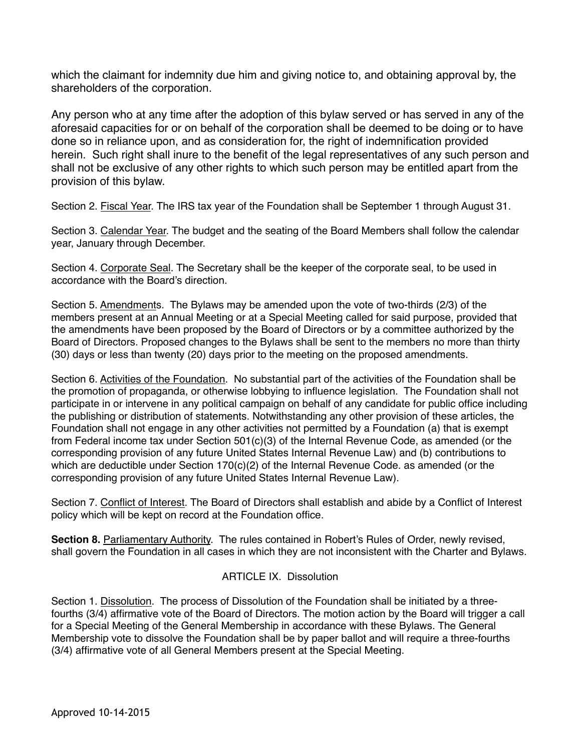which the claimant for indemnity due him and giving notice to, and obtaining approval by, the shareholders of the corporation.

Any person who at any time after the adoption of this bylaw served or has served in any of the aforesaid capacities for or on behalf of the corporation shall be deemed to be doing or to have done so in reliance upon, and as consideration for, the right of indemnification provided herein. Such right shall inure to the benefit of the legal representatives of any such person and shall not be exclusive of any other rights to which such person may be entitled apart from the provision of this bylaw.

Section 2. Fiscal Year. The IRS tax year of the Foundation shall be September 1 through August 31.

Section 3. Calendar Year. The budget and the seating of the Board Members shall follow the calendar year, January through December.

Section 4. Corporate Seal. The Secretary shall be the keeper of the corporate seal, to be used in accordance with the Board's direction.

Section 5. Amendments. The Bylaws may be amended upon the vote of two-thirds (2/3) of the members present at an Annual Meeting or at a Special Meeting called for said purpose, provided that the amendments have been proposed by the Board of Directors or by a committee authorized by the Board of Directors. Proposed changes to the Bylaws shall be sent to the members no more than thirty (30) days or less than twenty (20) days prior to the meeting on the proposed amendments.

Section 6. Activities of the Foundation. No substantial part of the activities of the Foundation shall be the promotion of propaganda, or otherwise lobbying to influence legislation. The Foundation shall not participate in or intervene in any political campaign on behalf of any candidate for public office including the publishing or distribution of statements. Notwithstanding any other provision of these articles, the Foundation shall not engage in any other activities not permitted by a Foundation (a) that is exempt from Federal income tax under Section 501(c)(3) of the Internal Revenue Code, as amended (or the corresponding provision of any future United States Internal Revenue Law) and (b) contributions to which are deductible under Section 170(c)(2) of the Internal Revenue Code. as amended (or the corresponding provision of any future United States Internal Revenue Law).

Section 7. Conflict of Interest. The Board of Directors shall establish and abide by a Conflict of Interest policy which will be kept on record at the Foundation office.

**Section 8.** Parliamentary Authority. The rules contained in Robert's Rules of Order, newly revised, shall govern the Foundation in all cases in which they are not inconsistent with the Charter and Bylaws.

## ARTICLE IX. Dissolution

Section 1. Dissolution. The process of Dissolution of the Foundation shall be initiated by a three-fourths (3/4) affirmative vote of the Board of Directors. The motion action by the Board will trigger a call for a Special Meeting of the General Membership in accordance with these Bylaws. The General Membership vote to dissolve the Foundation shall be by paper ballot and will require a three-fourths (3/4) affirmative vote of all General Members present at the Special Meeting.

Approved 10-14-2015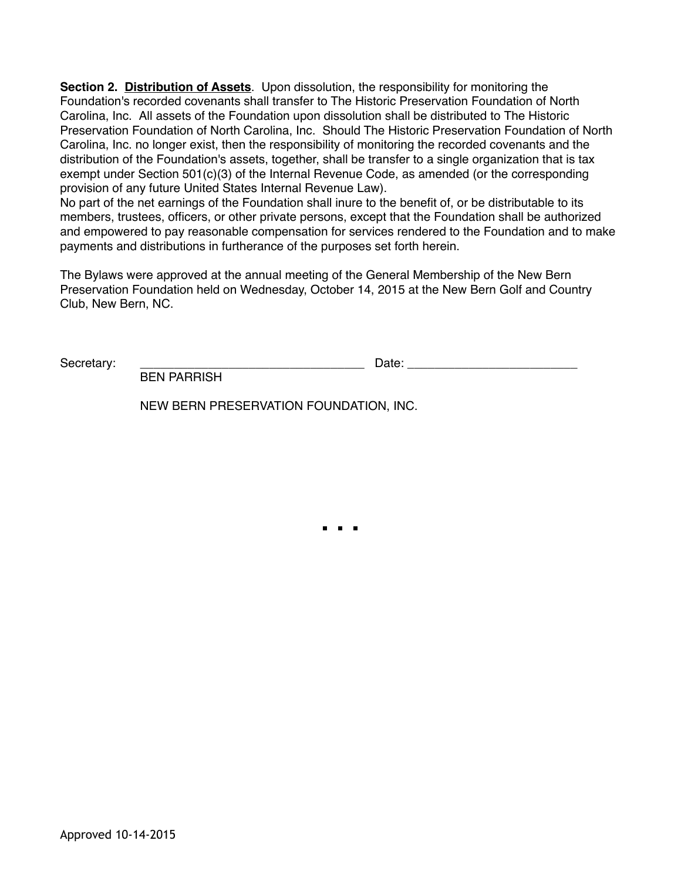**Section 2. Distribution of Assets**. Upon dissolution, the responsibility for monitoring the Foundation's recorded covenants shall transfer to The Historic Preservation Foundation of North Carolina, Inc. All assets of the Foundation upon dissolution shall be distributed to The Historic Preservation Foundation of North Carolina, Inc. Should The Historic Preservation Foundation of North Carolina, Inc. no longer exist, then the responsibility of monitoring the recorded covenants and the distribution of the Foundation's assets, together, shall be transfer to a single organization that is tax exempt under Section 501(c)(3) of the Internal Revenue Code, as amended (or the corresponding provision of any future United States Internal Revenue Law).
No part of the net earnings of the Foundation shall inure to the benefit of, or be distributable to its members, trustees, officers, or other private persons, except that the Foundation shall be authorized and empowered to pay reasonable compensation for services rendered to the Foundation and to make payments and distributions in furtherance of the purposes set forth herein.

The Bylaws were approved at the annual meeting of the General Membership of the New Bern Preservation Foundation held on Wednesday, October 14, 2015 at the New Bern Golf and Country Club, New Bern, NC.

Secretary: _________________________________ Date: _________________________
BEN PARRISH

NEW BERN PRESERVATION FOUNDATION, INC.

▪ ▪ ▪

Approved 10-14-2015